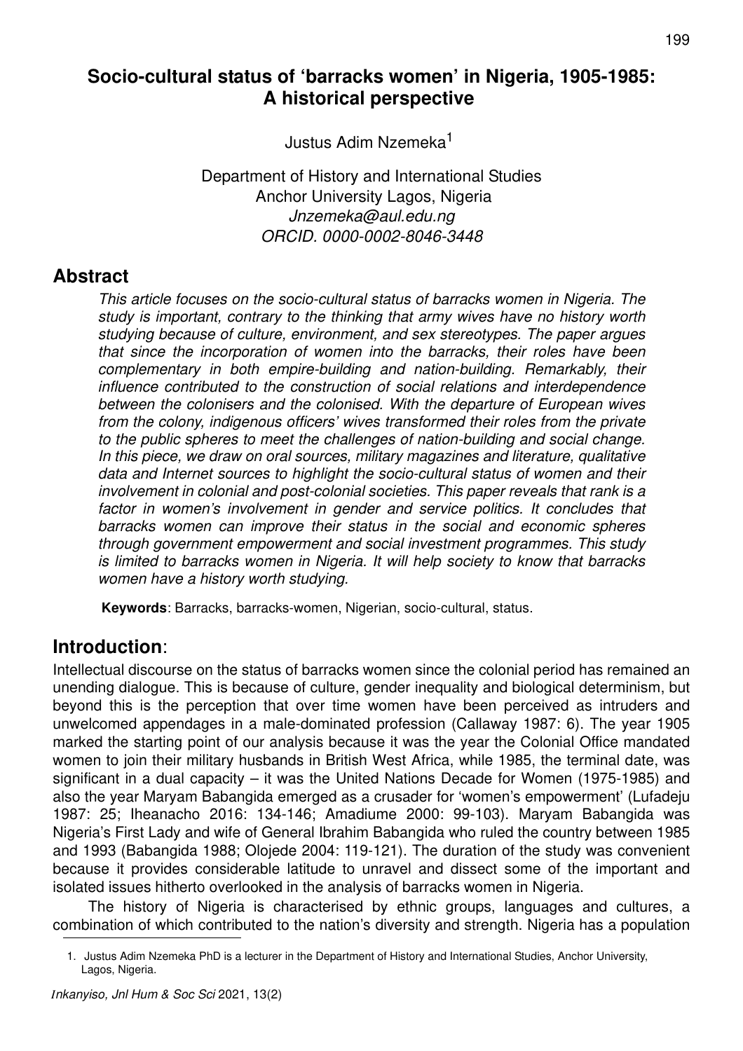# Socio-cultural status of 'barracks women' in Nigeria, 1905-1985: A historical perspective

Justus Adim Nzemeka[1]

Department of History and International Studies
Anchor University Lagos, Nigeria
*Jnzemeka@aul.edu.ng*
*ORCID. 0000-0002-8046-3448*

## Abstract

*This article focuses on the socio-cultural status of barracks women in Nigeria. The study is important, contrary to the thinking that army wives have no history worth studying because of culture, environment, and sex stereotypes. The paper argues that since the incorporation of women into the barracks, their roles have been complementary in both empire-building and nation-building. Remarkably, their influence contributed to the construction of social relations and interdependence between the colonisers and the colonised. With the departure of European wives from the colony, indigenous officers' wives transformed their roles from the private to the public spheres to meet the challenges of nation-building and social change. In this piece, we draw on oral sources, military magazines and literature, qualitative data and Internet sources to highlight the socio-cultural status of women and their involvement in colonial and post-colonial societies. This paper reveals that rank is a factor in women's involvement in gender and service politics. It concludes that barracks women can improve their status in the social and economic spheres through government empowerment and social investment programmes. This study is limited to barracks women in Nigeria. It will help society to know that barracks women have a history worth studying.*

**Keywords**: Barracks, barracks-women, Nigerian, socio-cultural, status.

## Introduction:

Intellectual discourse on the status of barracks women since the colonial period has remained an unending dialogue. This is because of culture, gender inequality and biological determinism, but beyond this is the perception that over time women have been perceived as intruders and unwelcomed appendages in a male-dominated profession (Callaway 1987: 6). The year 1905 marked the starting point of our analysis because it was the year the Colonial Office mandated women to join their military husbands in British West Africa, while 1985, the terminal date, was significant in a dual capacity – it was the United Nations Decade for Women (1975-1985) and also the year Maryam Babangida emerged as a crusader for 'women's empowerment' (Lufadeju 1987: 25; Iheanacho 2016: 134-146; Amadiume 2000: 99-103). Maryam Babangida was Nigeria's First Lady and wife of General Ibrahim Babangida who ruled the country between 1985 and 1993 (Babangida 1988; Olojede 2004: 119-121). The duration of the study was convenient because it provides considerable latitude to unravel and dissect some of the important and isolated issues hitherto overlooked in the analysis of barracks women in Nigeria.

The history of Nigeria is characterised by ethnic groups, languages and cultures, a combination of which contributed to the nation's diversity and strength. Nigeria has a population

---

1. Justus Adim Nzemeka PhD is a lecturer in the Department of History and International Studies, Anchor University, Lagos, Nigeria.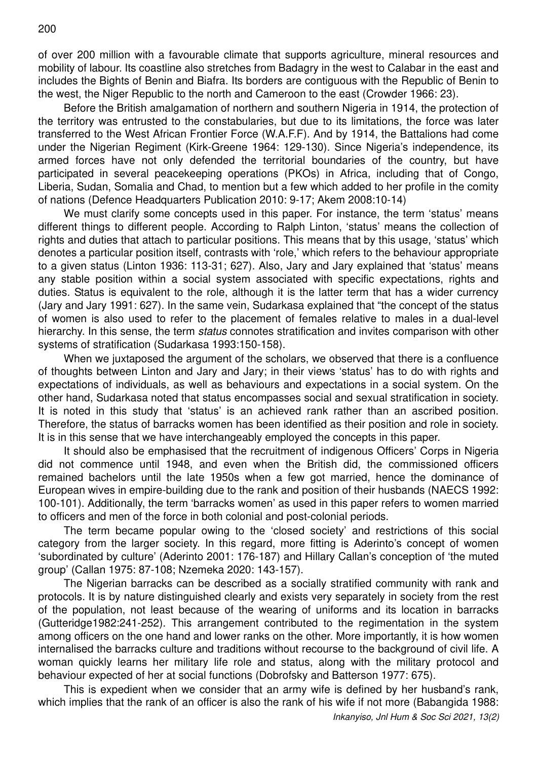of over 200 million with a favourable climate that supports agriculture, mineral resources and mobility of labour. Its coastline also stretches from Badagry in the west to Calabar in the east and includes the Bights of Benin and Biafra. Its borders are contiguous with the Republic of Benin to the west, the Niger Republic to the north and Cameroon to the east (Crowder 1966: 23).

Before the British amalgamation of northern and southern Nigeria in 1914, the protection of the territory was entrusted to the constabularies, but due to its limitations, the force was later transferred to the West African Frontier Force (W.A.F.F). And by 1914, the Battalions had come under the Nigerian Regiment (Kirk-Greene 1964: 129-130). Since Nigeria's independence, its armed forces have not only defended the territorial boundaries of the country, but have participated in several peacekeeping operations (PKOs) in Africa, including that of Congo, Liberia, Sudan, Somalia and Chad, to mention but a few which added to her profile in the comity of nations (Defence Headquarters Publication 2010: 9-17; Akem 2008:10-14)

We must clarify some concepts used in this paper. For instance, the term 'status' means different things to different people. According to Ralph Linton, 'status' means the collection of rights and duties that attach to particular positions. This means that by this usage, 'status' which denotes a particular position itself, contrasts with 'role,' which refers to the behaviour appropriate to a given status (Linton 1936: 113-31; 627). Also, Jary and Jary explained that 'status' means any stable position within a social system associated with specific expectations, rights and duties. Status is equivalent to the role, although it is the latter term that has a wider currency (Jary and Jary 1991: 627). In the same vein, Sudarkasa explained that "the concept of the status of women is also used to refer to the placement of females relative to males in a dual-level hierarchy. In this sense, the term *status* connotes stratification and invites comparison with other systems of stratification (Sudarkasa 1993:150-158).

When we juxtaposed the argument of the scholars, we observed that there is a confluence of thoughts between Linton and Jary and Jary; in their views 'status' has to do with rights and expectations of individuals, as well as behaviours and expectations in a social system. On the other hand, Sudarkasa noted that status encompasses social and sexual stratification in society. It is noted in this study that 'status' is an achieved rank rather than an ascribed position. Therefore, the status of barracks women has been identified as their position and role in society. It is in this sense that we have interchangeably employed the concepts in this paper.

It should also be emphasised that the recruitment of indigenous Officers' Corps in Nigeria did not commence until 1948, and even when the British did, the commissioned officers remained bachelors until the late 1950s when a few got married, hence the dominance of European wives in empire-building due to the rank and position of their husbands (NAECS 1992: 100-101). Additionally, the term 'barracks women' as used in this paper refers to women married to officers and men of the force in both colonial and post-colonial periods.

The term became popular owing to the 'closed society' and restrictions of this social category from the larger society. In this regard, more fitting is Aderinto's concept of women 'subordinated by culture' (Aderinto 2001: 176-187) and Hillary Callan's conception of 'the muted group' (Callan 1975: 87-108; Nzemeka 2020: 143-157).

The Nigerian barracks can be described as a socially stratified community with rank and protocols. It is by nature distinguished clearly and exists very separately in society from the rest of the population, not least because of the wearing of uniforms and its location in barracks (Gutteridge1982:241-252). This arrangement contributed to the regimentation in the system among officers on the one hand and lower ranks on the other. More importantly, it is how women internalised the barracks culture and traditions without recourse to the background of civil life. A woman quickly learns her military life role and status, along with the military protocol and behaviour expected of her at social functions (Dobrofsky and Batterson 1977: 675).

This is expedient when we consider that an army wife is defined by her husband's rank, which implies that the rank of an officer is also the rank of his wife if not more (Babangida 1988: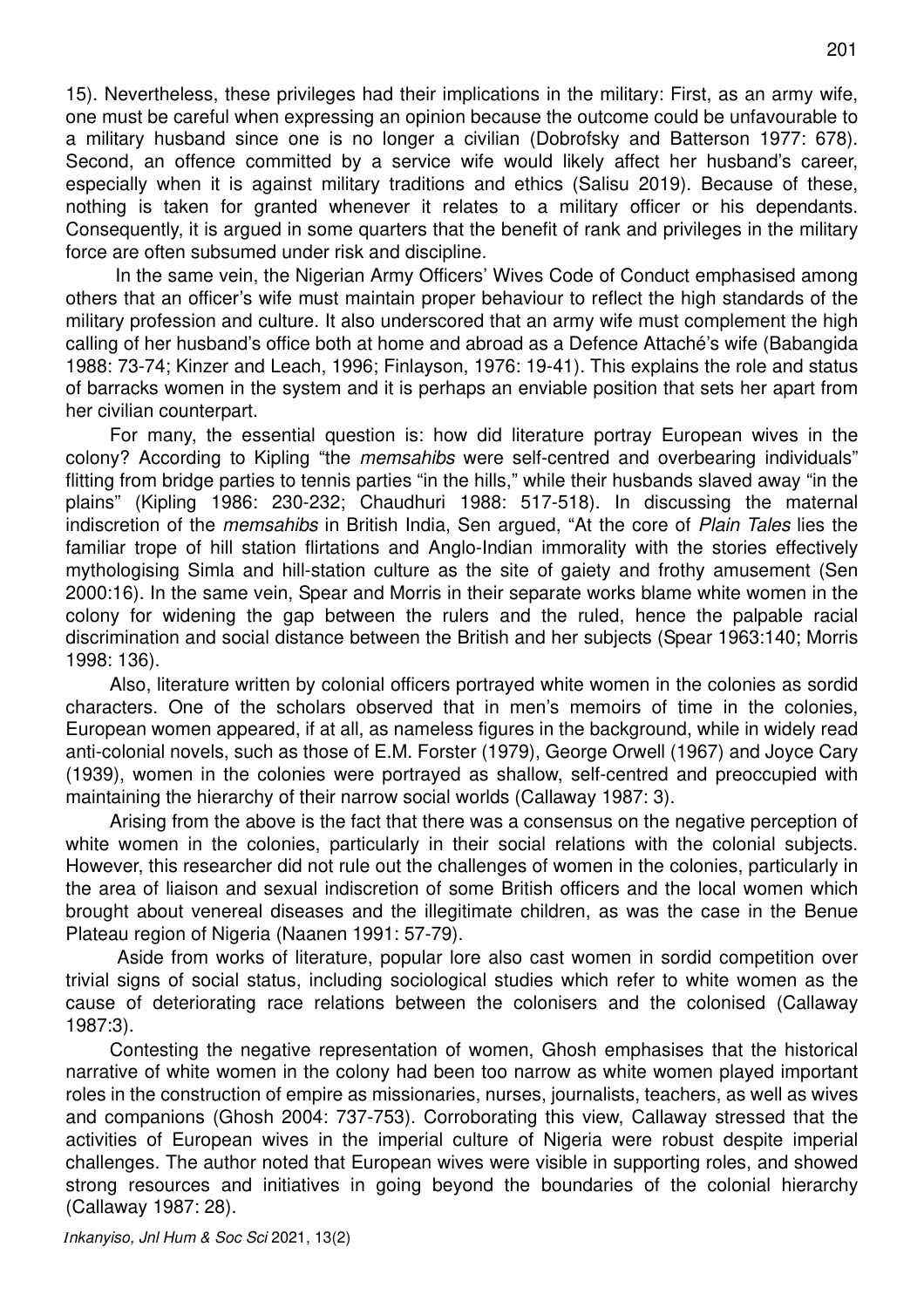15). Nevertheless, these privileges had their implications in the military: First, as an army wife, one must be careful when expressing an opinion because the outcome could be unfavourable to a military husband since one is no longer a civilian (Dobrofsky and Batterson 1977: 678). Second, an offence committed by a service wife would likely affect her husband's career, especially when it is against military traditions and ethics (Salisu 2019). Because of these, nothing is taken for granted whenever it relates to a military officer or his dependants. Consequently, it is argued in some quarters that the benefit of rank and privileges in the military force are often subsumed under risk and discipline.

In the same vein, the Nigerian Army Officers' Wives Code of Conduct emphasised among others that an officer's wife must maintain proper behaviour to reflect the high standards of the military profession and culture. It also underscored that an army wife must complement the high calling of her husband's office both at home and abroad as a Defence Attaché's wife (Babangida 1988: 73-74; Kinzer and Leach, 1996; Finlayson, 1976: 19-41). This explains the role and status of barracks women in the system and it is perhaps an enviable position that sets her apart from her civilian counterpart.

For many, the essential question is: how did literature portray European wives in the colony? According to Kipling "the *memsahibs* were self-centred and overbearing individuals" flitting from bridge parties to tennis parties "in the hills," while their husbands slaved away "in the plains" (Kipling 1986: 230-232; Chaudhuri 1988: 517-518). In discussing the maternal indiscretion of the *memsahibs* in British India, Sen argued, "At the core of *Plain Tales* lies the familiar trope of hill station flirtations and Anglo-Indian immorality with the stories effectively mythologising Simla and hill-station culture as the site of gaiety and frothy amusement (Sen 2000:16). In the same vein, Spear and Morris in their separate works blame white women in the colony for widening the gap between the rulers and the ruled, hence the palpable racial discrimination and social distance between the British and her subjects (Spear 1963:140; Morris 1998: 136).

Also, literature written by colonial officers portrayed white women in the colonies as sordid characters. One of the scholars observed that in men's memoirs of time in the colonies, European women appeared, if at all, as nameless figures in the background, while in widely read anti-colonial novels, such as those of E.M. Forster (1979), George Orwell (1967) and Joyce Cary (1939), women in the colonies were portrayed as shallow, self-centred and preoccupied with maintaining the hierarchy of their narrow social worlds (Callaway 1987: 3).

Arising from the above is the fact that there was a consensus on the negative perception of white women in the colonies, particularly in their social relations with the colonial subjects. However, this researcher did not rule out the challenges of women in the colonies, particularly in the area of liaison and sexual indiscretion of some British officers and the local women which brought about venereal diseases and the illegitimate children, as was the case in the Benue Plateau region of Nigeria (Naanen 1991: 57-79).

Aside from works of literature, popular lore also cast women in sordid competition over trivial signs of social status, including sociological studies which refer to white women as the cause of deteriorating race relations between the colonisers and the colonised (Callaway 1987:3).

Contesting the negative representation of women, Ghosh emphasises that the historical narrative of white women in the colony had been too narrow as white women played important roles in the construction of empire as missionaries, nurses, journalists, teachers, as well as wives and companions (Ghosh 2004: 737-753). Corroborating this view, Callaway stressed that the activities of European wives in the imperial culture of Nigeria were robust despite imperial challenges. The author noted that European wives were visible in supporting roles, and showed strong resources and initiatives in going beyond the boundaries of the colonial hierarchy (Callaway 1987: 28).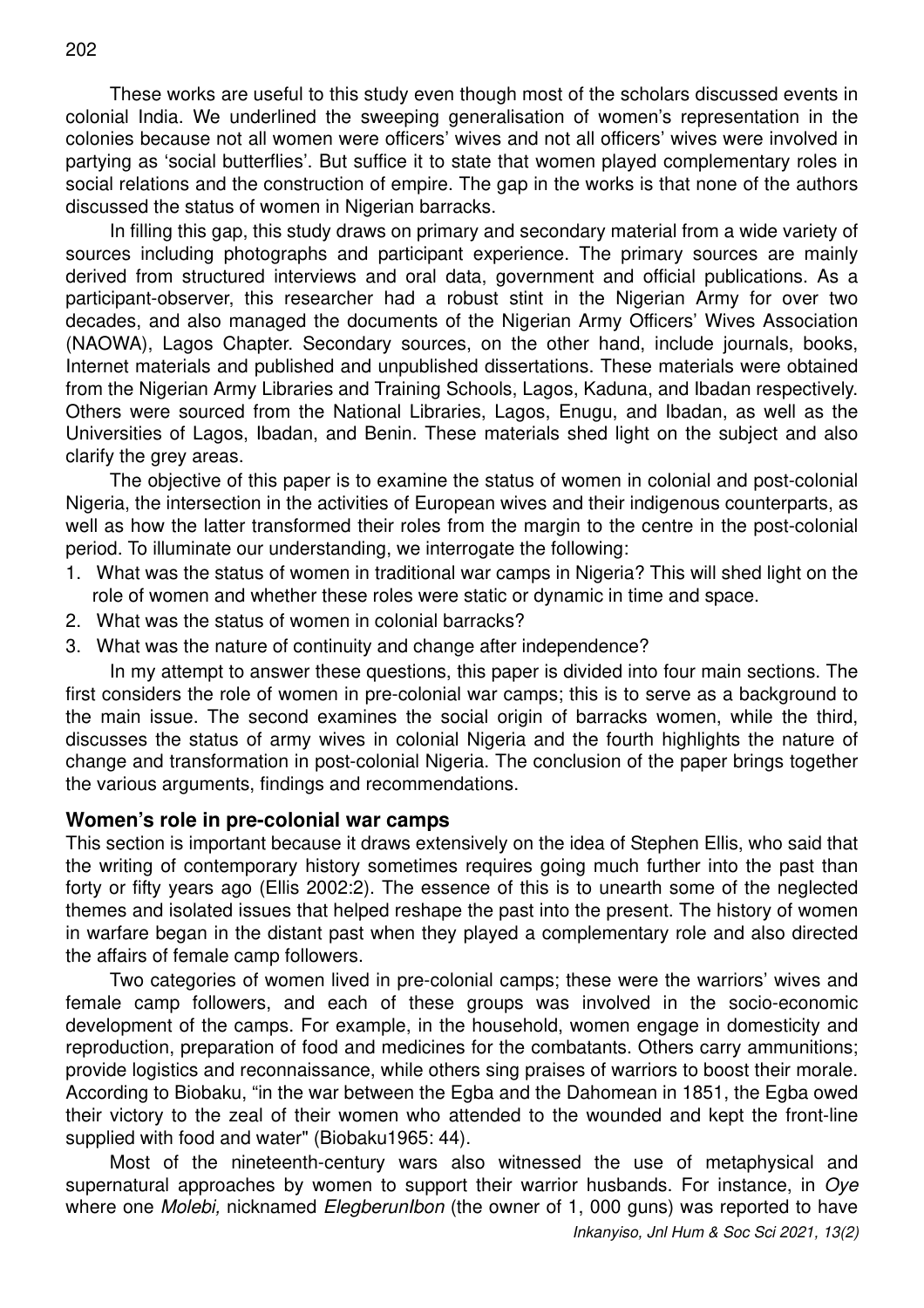These works are useful to this study even though most of the scholars discussed events in colonial India. We underlined the sweeping generalisation of women's representation in the colonies because not all women were officers' wives and not all officers' wives were involved in partying as 'social butterflies'. But suffice it to state that women played complementary roles in social relations and the construction of empire. The gap in the works is that none of the authors discussed the status of women in Nigerian barracks.

In filling this gap, this study draws on primary and secondary material from a wide variety of sources including photographs and participant experience. The primary sources are mainly derived from structured interviews and oral data, government and official publications. As a participant-observer, this researcher had a robust stint in the Nigerian Army for over two decades, and also managed the documents of the Nigerian Army Officers' Wives Association (NAOWA), Lagos Chapter. Secondary sources, on the other hand, include journals, books, Internet materials and published and unpublished dissertations. These materials were obtained from the Nigerian Army Libraries and Training Schools, Lagos, Kaduna, and Ibadan respectively. Others were sourced from the National Libraries, Lagos, Enugu, and Ibadan, as well as the Universities of Lagos, Ibadan, and Benin. These materials shed light on the subject and also clarify the grey areas.

The objective of this paper is to examine the status of women in colonial and post-colonial Nigeria, the intersection in the activities of European wives and their indigenous counterparts, as well as how the latter transformed their roles from the margin to the centre in the post-colonial period. To illuminate our understanding, we interrogate the following:

1. What was the status of women in traditional war camps in Nigeria? This will shed light on the role of women and whether these roles were static or dynamic in time and space.
2. What was the status of women in colonial barracks?
3. What was the nature of continuity and change after independence?

In my attempt to answer these questions, this paper is divided into four main sections. The first considers the role of women in pre-colonial war camps; this is to serve as a background to the main issue. The second examines the social origin of barracks women, while the third, discusses the status of army wives in colonial Nigeria and the fourth highlights the nature of change and transformation in post-colonial Nigeria. The conclusion of the paper brings together the various arguments, findings and recommendations.

## Women's role in pre-colonial war camps

This section is important because it draws extensively on the idea of Stephen Ellis, who said that the writing of contemporary history sometimes requires going much further into the past than forty or fifty years ago (Ellis 2002:2). The essence of this is to unearth some of the neglected themes and isolated issues that helped reshape the past into the present. The history of women in warfare began in the distant past when they played a complementary role and also directed the affairs of female camp followers.

Two categories of women lived in pre-colonial camps; these were the warriors' wives and female camp followers, and each of these groups was involved in the socio-economic development of the camps. For example, in the household, women engage in domesticity and reproduction, preparation of food and medicines for the combatants. Others carry ammunitions; provide logistics and reconnaissance, while others sing praises of warriors to boost their morale. According to Biobaku, "in the war between the Egba and the Dahomean in 1851, the Egba owed their victory to the zeal of their women who attended to the wounded and kept the front-line supplied with food and water" (Biobaku1965: 44).

Most of the nineteenth-century wars also witnessed the use of metaphysical and supernatural approaches by women to support their warrior husbands. For instance, in *Oye* where one *Molebi,* nicknamed *ElegberunIbon* (the owner of 1, 000 guns) was reported to have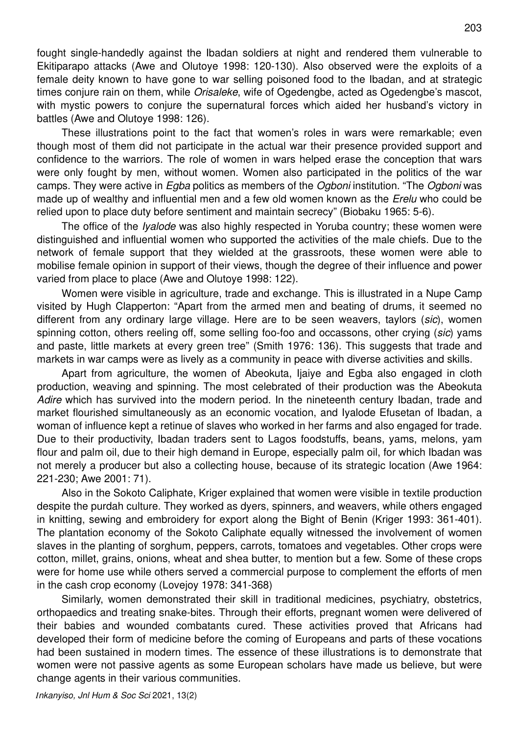fought single-handedly against the Ibadan soldiers at night and rendered them vulnerable to Ekitiparapo attacks (Awe and Olutoye 1998: 120-130). Also observed were the exploits of a female deity known to have gone to war selling poisoned food to the Ibadan, and at strategic times conjure rain on them, while *Orisaleke*, wife of Ogedengbe, acted as Ogedengbe's mascot, with mystic powers to conjure the supernatural forces which aided her husband's victory in battles (Awe and Olutoye 1998: 126).

These illustrations point to the fact that women's roles in wars were remarkable; even though most of them did not participate in the actual war their presence provided support and confidence to the warriors. The role of women in wars helped erase the conception that wars were only fought by men, without women. Women also participated in the politics of the war camps. They were active in *Egba* politics as members of the *Ogboni* institution. "The *Ogboni* was made up of wealthy and influential men and a few old women known as the *Erelu* who could be relied upon to place duty before sentiment and maintain secrecy" (Biobaku 1965: 5-6).

The office of the *Iyalode* was also highly respected in Yoruba country; these women were distinguished and influential women who supported the activities of the male chiefs. Due to the network of female support that they wielded at the grassroots, these women were able to mobilise female opinion in support of their views, though the degree of their influence and power varied from place to place (Awe and Olutoye 1998: 122).

Women were visible in agriculture, trade and exchange. This is illustrated in a Nupe Camp visited by Hugh Clapperton: "Apart from the armed men and beating of drums, it seemed no different from any ordinary large village. Here are to be seen weavers, taylors (*sic*), women spinning cotton, others reeling off, some selling foo-foo and occassons, other crying (*sic*) yams and paste, little markets at every green tree" (Smith 1976: 136). This suggests that trade and markets in war camps were as lively as a community in peace with diverse activities and skills.

Apart from agriculture, the women of Abeokuta, Ijaiye and Egba also engaged in cloth production, weaving and spinning. The most celebrated of their production was the Abeokuta *Adire* which has survived into the modern period. In the nineteenth century Ibadan, trade and market flourished simultaneously as an economic vocation, and Iyalode Efusetan of Ibadan, a woman of influence kept a retinue of slaves who worked in her farms and also engaged for trade. Due to their productivity, Ibadan traders sent to Lagos foodstuffs, beans, yams, melons, yam flour and palm oil, due to their high demand in Europe, especially palm oil, for which Ibadan was not merely a producer but also a collecting house, because of its strategic location (Awe 1964: 221-230; Awe 2001: 71).

Also in the Sokoto Caliphate, Kriger explained that women were visible in textile production despite the purdah culture. They worked as dyers, spinners, and weavers, while others engaged in knitting, sewing and embroidery for export along the Bight of Benin (Kriger 1993: 361-401). The plantation economy of the Sokoto Caliphate equally witnessed the involvement of women slaves in the planting of sorghum, peppers, carrots, tomatoes and vegetables. Other crops were cotton, millet, grains, onions, wheat and shea butter, to mention but a few. Some of these crops were for home use while others served a commercial purpose to complement the efforts of men in the cash crop economy (Lovejoy 1978: 341-368)

Similarly, women demonstrated their skill in traditional medicines, psychiatry, obstetrics, orthopaedics and treating snake-bites. Through their efforts, pregnant women were delivered of their babies and wounded combatants cured. These activities proved that Africans had developed their form of medicine before the coming of Europeans and parts of these vocations had been sustained in modern times. The essence of these illustrations is to demonstrate that women were not passive agents as some European scholars have made us believe, but were change agents in their various communities.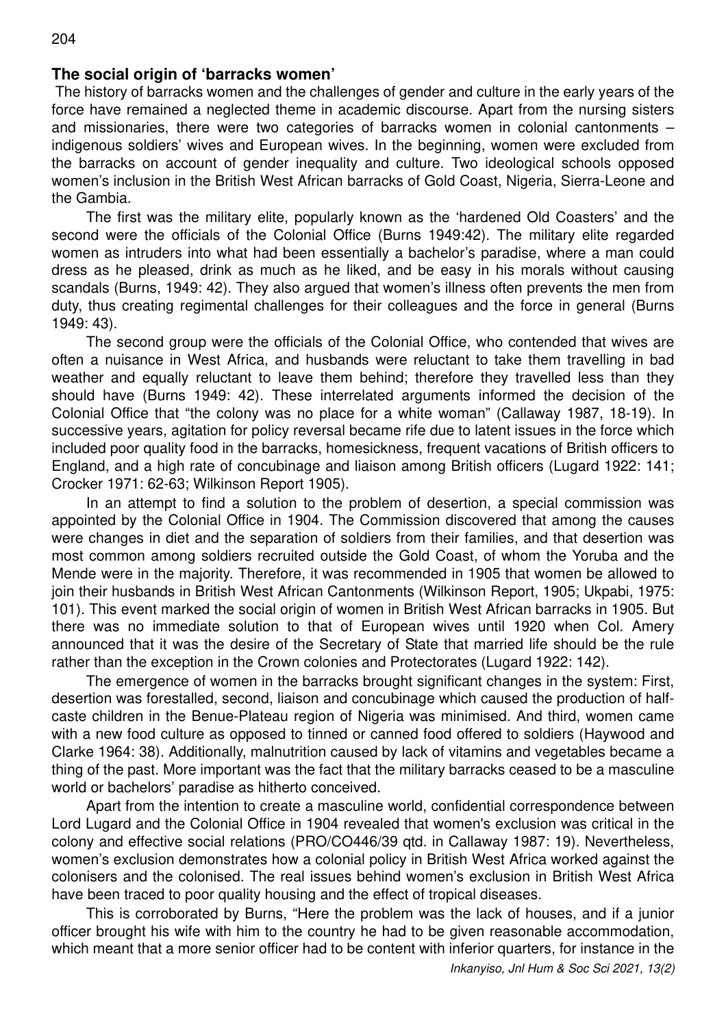## The social origin of 'barracks women'

The history of barracks women and the challenges of gender and culture in the early years of the force have remained a neglected theme in academic discourse. Apart from the nursing sisters and missionaries, there were two categories of barracks women in colonial cantonments – indigenous soldiers' wives and European wives. In the beginning, women were excluded from the barracks on account of gender inequality and culture. Two ideological schools opposed women's inclusion in the British West African barracks of Gold Coast, Nigeria, Sierra-Leone and the Gambia.

The first was the military elite, popularly known as the 'hardened Old Coasters' and the second were the officials of the Colonial Office (Burns 1949:42). The military elite regarded women as intruders into what had been essentially a bachelor's paradise, where a man could dress as he pleased, drink as much as he liked, and be easy in his morals without causing scandals (Burns, 1949: 42). They also argued that women's illness often prevents the men from duty, thus creating regimental challenges for their colleagues and the force in general (Burns 1949: 43).

The second group were the officials of the Colonial Office, who contended that wives are often a nuisance in West Africa, and husbands were reluctant to take them travelling in bad weather and equally reluctant to leave them behind; therefore they travelled less than they should have (Burns 1949: 42). These interrelated arguments informed the decision of the Colonial Office that "the colony was no place for a white woman" (Callaway 1987, 18-19). In successive years, agitation for policy reversal became rife due to latent issues in the force which included poor quality food in the barracks, homesickness, frequent vacations of British officers to England, and a high rate of concubinage and liaison among British officers (Lugard 1922: 141; Crocker 1971: 62-63; Wilkinson Report 1905).

In an attempt to find a solution to the problem of desertion, a special commission was appointed by the Colonial Office in 1904. The Commission discovered that among the causes were changes in diet and the separation of soldiers from their families, and that desertion was most common among soldiers recruited outside the Gold Coast, of whom the Yoruba and the Mende were in the majority. Therefore, it was recommended in 1905 that women be allowed to join their husbands in British West African Cantonments (Wilkinson Report, 1905; Ukpabi, 1975: 101). This event marked the social origin of women in British West African barracks in 1905. But there was no immediate solution to that of European wives until 1920 when Col. Amery announced that it was the desire of the Secretary of State that married life should be the rule rather than the exception in the Crown colonies and Protectorates (Lugard 1922: 142).

The emergence of women in the barracks brought significant changes in the system: First, desertion was forestalled, second, liaison and concubinage which caused the production of half-caste children in the Benue-Plateau region of Nigeria was minimised. And third, women came with a new food culture as opposed to tinned or canned food offered to soldiers (Haywood and Clarke 1964: 38). Additionally, malnutrition caused by lack of vitamins and vegetables became a thing of the past. More important was the fact that the military barracks ceased to be a masculine world or bachelors' paradise as hitherto conceived.

Apart from the intention to create a masculine world, confidential correspondence between Lord Lugard and the Colonial Office in 1904 revealed that women's exclusion was critical in the colony and effective social relations (PRO/CO446/39 qtd. in Callaway 1987: 19). Nevertheless, women's exclusion demonstrates how a colonial policy in British West Africa worked against the colonisers and the colonised. The real issues behind women's exclusion in British West Africa have been traced to poor quality housing and the effect of tropical diseases.

This is corroborated by Burns, "Here the problem was the lack of houses, and if a junior officer brought his wife with him to the country he had to be given reasonable accommodation, which meant that a more senior officer had to be content with inferior quarters, for instance in the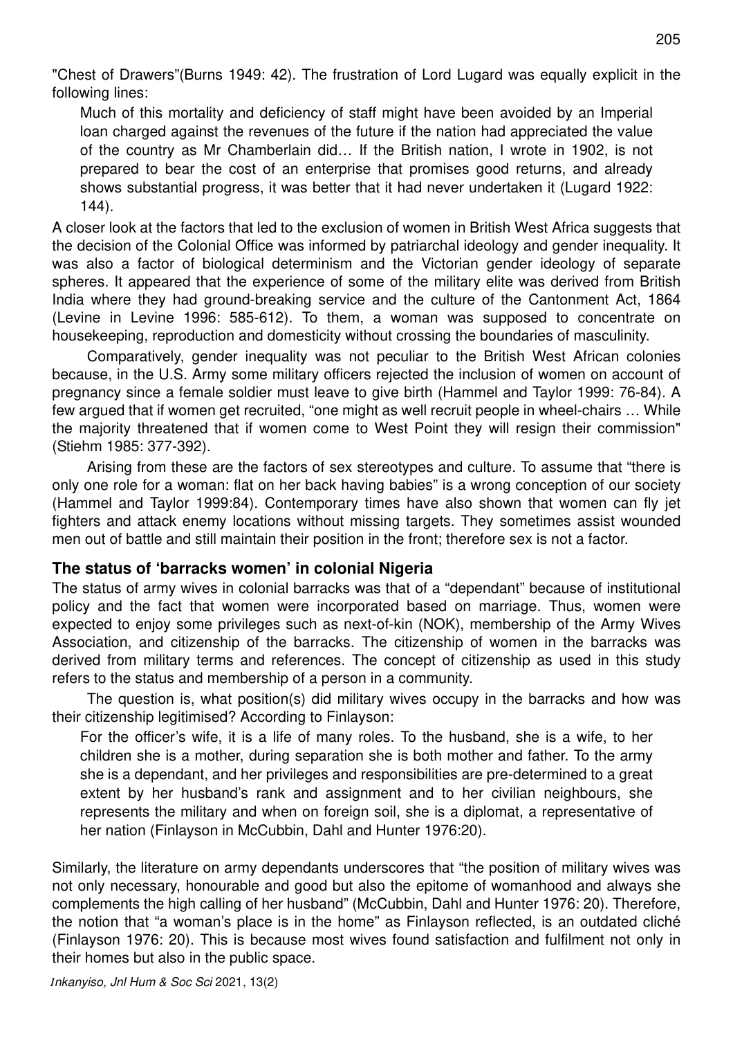"Chest of Drawers"(Burns 1949: 42). The frustration of Lord Lugard was equally explicit in the following lines:

> Much of this mortality and deficiency of staff might have been avoided by an Imperial loan charged against the revenues of the future if the nation had appreciated the value of the country as Mr Chamberlain did… If the British nation, I wrote in 1902, is not prepared to bear the cost of an enterprise that promises good returns, and already shows substantial progress, it was better that it had never undertaken it (Lugard 1922: 144).

A closer look at the factors that led to the exclusion of women in British West Africa suggests that the decision of the Colonial Office was informed by patriarchal ideology and gender inequality. It was also a factor of biological determinism and the Victorian gender ideology of separate spheres. It appeared that the experience of some of the military elite was derived from British India where they had ground-breaking service and the culture of the Cantonment Act, 1864 (Levine in Levine 1996: 585-612). To them, a woman was supposed to concentrate on housekeeping, reproduction and domesticity without crossing the boundaries of masculinity.

Comparatively, gender inequality was not peculiar to the British West African colonies because, in the U.S. Army some military officers rejected the inclusion of women on account of pregnancy since a female soldier must leave to give birth (Hammel and Taylor 1999: 76-84). A few argued that if women get recruited, "one might as well recruit people in wheel-chairs … While the majority threatened that if women come to West Point they will resign their commission" (Stiehm 1985: 377-392).

Arising from these are the factors of sex stereotypes and culture. To assume that "there is only one role for a woman: flat on her back having babies" is a wrong conception of our society (Hammel and Taylor 1999:84). Contemporary times have also shown that women can fly jet fighters and attack enemy locations without missing targets. They sometimes assist wounded men out of battle and still maintain their position in the front; therefore sex is not a factor.

## The status of 'barracks women' in colonial Nigeria

The status of army wives in colonial barracks was that of a "dependant" because of institutional policy and the fact that women were incorporated based on marriage. Thus, women were expected to enjoy some privileges such as next-of-kin (NOK), membership of the Army Wives Association, and citizenship of the barracks. The citizenship of women in the barracks was derived from military terms and references. The concept of citizenship as used in this study refers to the status and membership of a person in a community.

The question is, what position(s) did military wives occupy in the barracks and how was their citizenship legitimised? According to Finlayson:

> For the officer's wife, it is a life of many roles. To the husband, she is a wife, to her children she is a mother, during separation she is both mother and father. To the army she is a dependant, and her privileges and responsibilities are pre-determined to a great extent by her husband's rank and assignment and to her civilian neighbours, she represents the military and when on foreign soil, she is a diplomat, a representative of her nation (Finlayson in McCubbin, Dahl and Hunter 1976:20).

Similarly, the literature on army dependants underscores that "the position of military wives was not only necessary, honourable and good but also the epitome of womanhood and always she complements the high calling of her husband" (McCubbin, Dahl and Hunter 1976: 20). Therefore, the notion that "a woman's place is in the home" as Finlayson reflected, is an outdated cliché (Finlayson 1976: 20). This is because most wives found satisfaction and fulfilment not only in their homes but also in the public space.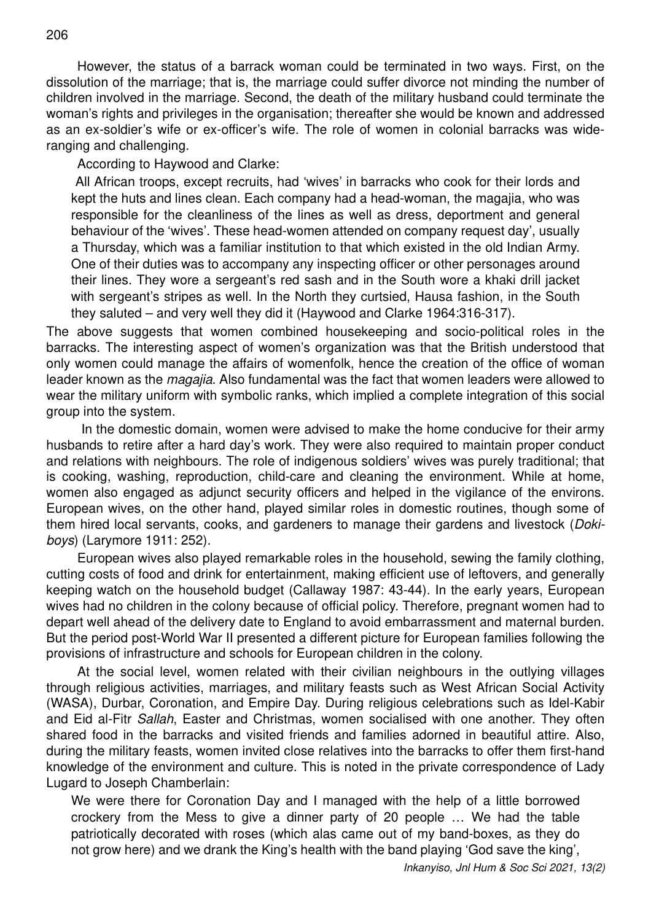However, the status of a barrack woman could be terminated in two ways. First, on the dissolution of the marriage; that is, the marriage could suffer divorce not minding the number of children involved in the marriage. Second, the death of the military husband could terminate the woman's rights and privileges in the organisation; thereafter she would be known and addressed as an ex-soldier's wife or ex-officer's wife. The role of women in colonial barracks was wide-ranging and challenging.

According to Haywood and Clarke:

> All African troops, except recruits, had 'wives' in barracks who cook for their lords and kept the huts and lines clean. Each company had a head-woman, the magajia, who was responsible for the cleanliness of the lines as well as dress, deportment and general behaviour of the 'wives'. These head-women attended on company request day', usually a Thursday, which was a familiar institution to that which existed in the old Indian Army. One of their duties was to accompany any inspecting officer or other personages around their lines. They wore a sergeant's red sash and in the South wore a khaki drill jacket with sergeant's stripes as well. In the North they curtsied, Hausa fashion, in the South they saluted – and very well they did it (Haywood and Clarke 1964:316-317).

The above suggests that women combined housekeeping and socio-political roles in the barracks. The interesting aspect of women's organization was that the British understood that only women could manage the affairs of womenfolk, hence the creation of the office of woman leader known as the *magajia*. Also fundamental was the fact that women leaders were allowed to wear the military uniform with symbolic ranks, which implied a complete integration of this social group into the system.

In the domestic domain, women were advised to make the home conducive for their army husbands to retire after a hard day's work. They were also required to maintain proper conduct and relations with neighbours. The role of indigenous soldiers' wives was purely traditional; that is cooking, washing, reproduction, child-care and cleaning the environment. While at home, women also engaged as adjunct security officers and helped in the vigilance of the environs. European wives, on the other hand, played similar roles in domestic routines, though some of them hired local servants, cooks, and gardeners to manage their gardens and livestock (*Doki-boys*) (Larymore 1911: 252).

European wives also played remarkable roles in the household, sewing the family clothing, cutting costs of food and drink for entertainment, making efficient use of leftovers, and generally keeping watch on the household budget (Callaway 1987: 43-44). In the early years, European wives had no children in the colony because of official policy. Therefore, pregnant women had to depart well ahead of the delivery date to England to avoid embarrassment and maternal burden. But the period post-World War II presented a different picture for European families following the provisions of infrastructure and schools for European children in the colony.

At the social level, women related with their civilian neighbours in the outlying villages through religious activities, marriages, and military feasts such as West African Social Activity (WASA), Durbar, Coronation, and Empire Day. During religious celebrations such as Idel-Kabir and Eid al-Fitr *Sallah*, Easter and Christmas, women socialised with one another. They often shared food in the barracks and visited friends and families adorned in beautiful attire. Also, during the military feasts, women invited close relatives into the barracks to offer them first-hand knowledge of the environment and culture. This is noted in the private correspondence of Lady Lugard to Joseph Chamberlain:

> We were there for Coronation Day and I managed with the help of a little borrowed crockery from the Mess to give a dinner party of 20 people … We had the table patriotically decorated with roses (which alas came out of my band-boxes, as they do not grow here) and we drank the King's health with the band playing 'God save the king',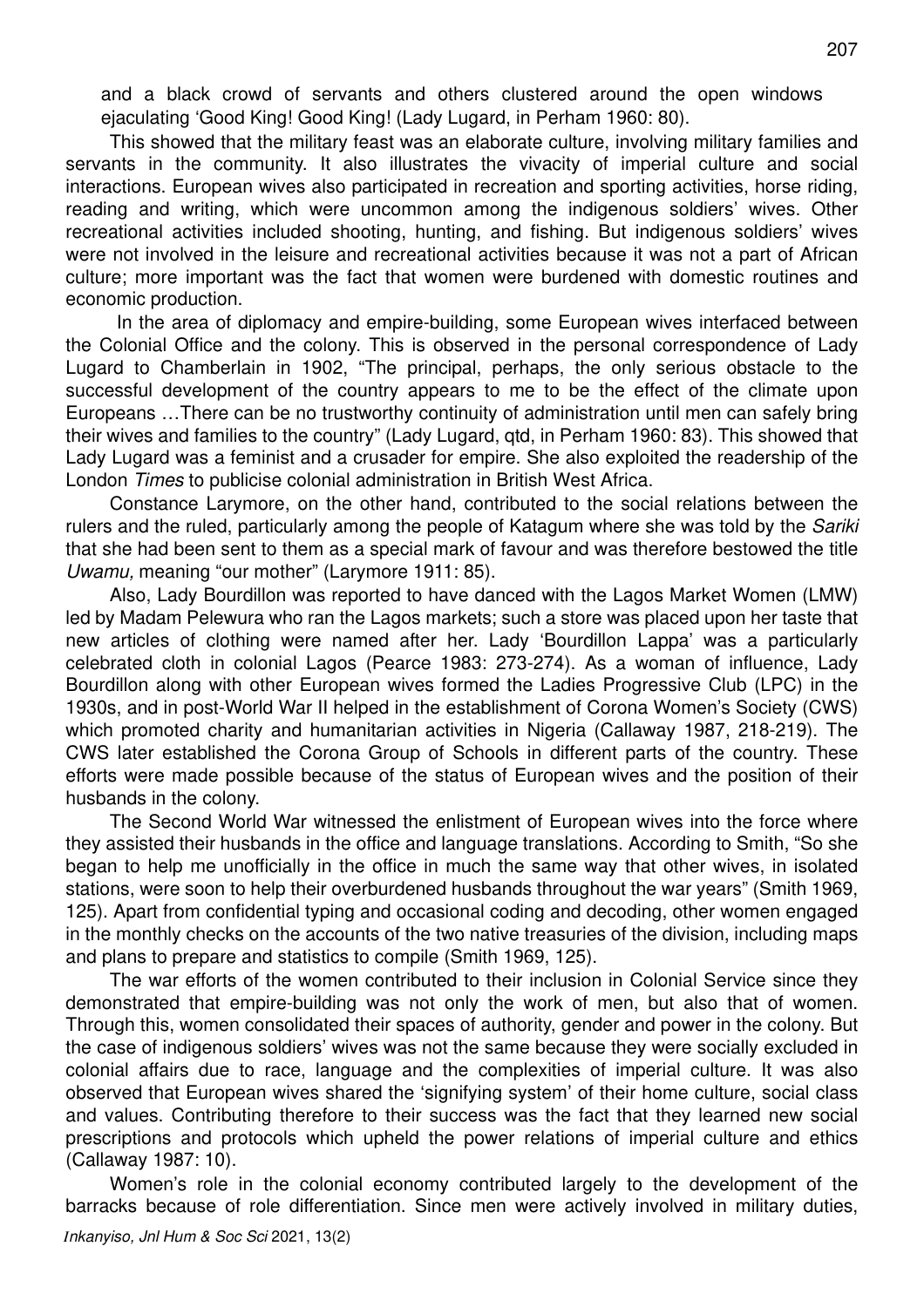and a black crowd of servants and others clustered around the open windows ejaculating 'Good King! Good King! (Lady Lugard, in Perham 1960: 80).

This showed that the military feast was an elaborate culture, involving military families and servants in the community. It also illustrates the vivacity of imperial culture and social interactions. European wives also participated in recreation and sporting activities, horse riding, reading and writing, which were uncommon among the indigenous soldiers' wives. Other recreational activities included shooting, hunting, and fishing. But indigenous soldiers' wives were not involved in the leisure and recreational activities because it was not a part of African culture; more important was the fact that women were burdened with domestic routines and economic production.

In the area of diplomacy and empire-building, some European wives interfaced between the Colonial Office and the colony. This is observed in the personal correspondence of Lady Lugard to Chamberlain in 1902, "The principal, perhaps, the only serious obstacle to the successful development of the country appears to me to be the effect of the climate upon Europeans …There can be no trustworthy continuity of administration until men can safely bring their wives and families to the country" (Lady Lugard, qtd, in Perham 1960: 83). This showed that Lady Lugard was a feminist and a crusader for empire. She also exploited the readership of the London *Times* to publicise colonial administration in British West Africa.

Constance Larymore, on the other hand, contributed to the social relations between the rulers and the ruled, particularly among the people of Katagum where she was told by the *Sariki* that she had been sent to them as a special mark of favour and was therefore bestowed the title *Uwamu,* meaning "our mother" (Larymore 1911: 85).

Also, Lady Bourdillon was reported to have danced with the Lagos Market Women (LMW) led by Madam Pelewura who ran the Lagos markets; such a store was placed upon her taste that new articles of clothing were named after her. Lady 'Bourdillon Lappa' was a particularly celebrated cloth in colonial Lagos (Pearce 1983: 273-274). As a woman of influence, Lady Bourdillon along with other European wives formed the Ladies Progressive Club (LPC) in the 1930s, and in post-World War II helped in the establishment of Corona Women's Society (CWS) which promoted charity and humanitarian activities in Nigeria (Callaway 1987, 218-219). The CWS later established the Corona Group of Schools in different parts of the country. These efforts were made possible because of the status of European wives and the position of their husbands in the colony.

The Second World War witnessed the enlistment of European wives into the force where they assisted their husbands in the office and language translations. According to Smith, "So she began to help me unofficially in the office in much the same way that other wives, in isolated stations, were soon to help their overburdened husbands throughout the war years" (Smith 1969, 125). Apart from confidential typing and occasional coding and decoding, other women engaged in the monthly checks on the accounts of the two native treasuries of the division, including maps and plans to prepare and statistics to compile (Smith 1969, 125).

The war efforts of the women contributed to their inclusion in Colonial Service since they demonstrated that empire-building was not only the work of men, but also that of women. Through this, women consolidated their spaces of authority, gender and power in the colony. But the case of indigenous soldiers' wives was not the same because they were socially excluded in colonial affairs due to race, language and the complexities of imperial culture. It was also observed that European wives shared the 'signifying system' of their home culture, social class and values. Contributing therefore to their success was the fact that they learned new social prescriptions and protocols which upheld the power relations of imperial culture and ethics (Callaway 1987: 10).

Women's role in the colonial economy contributed largely to the development of the barracks because of role differentiation. Since men were actively involved in military duties,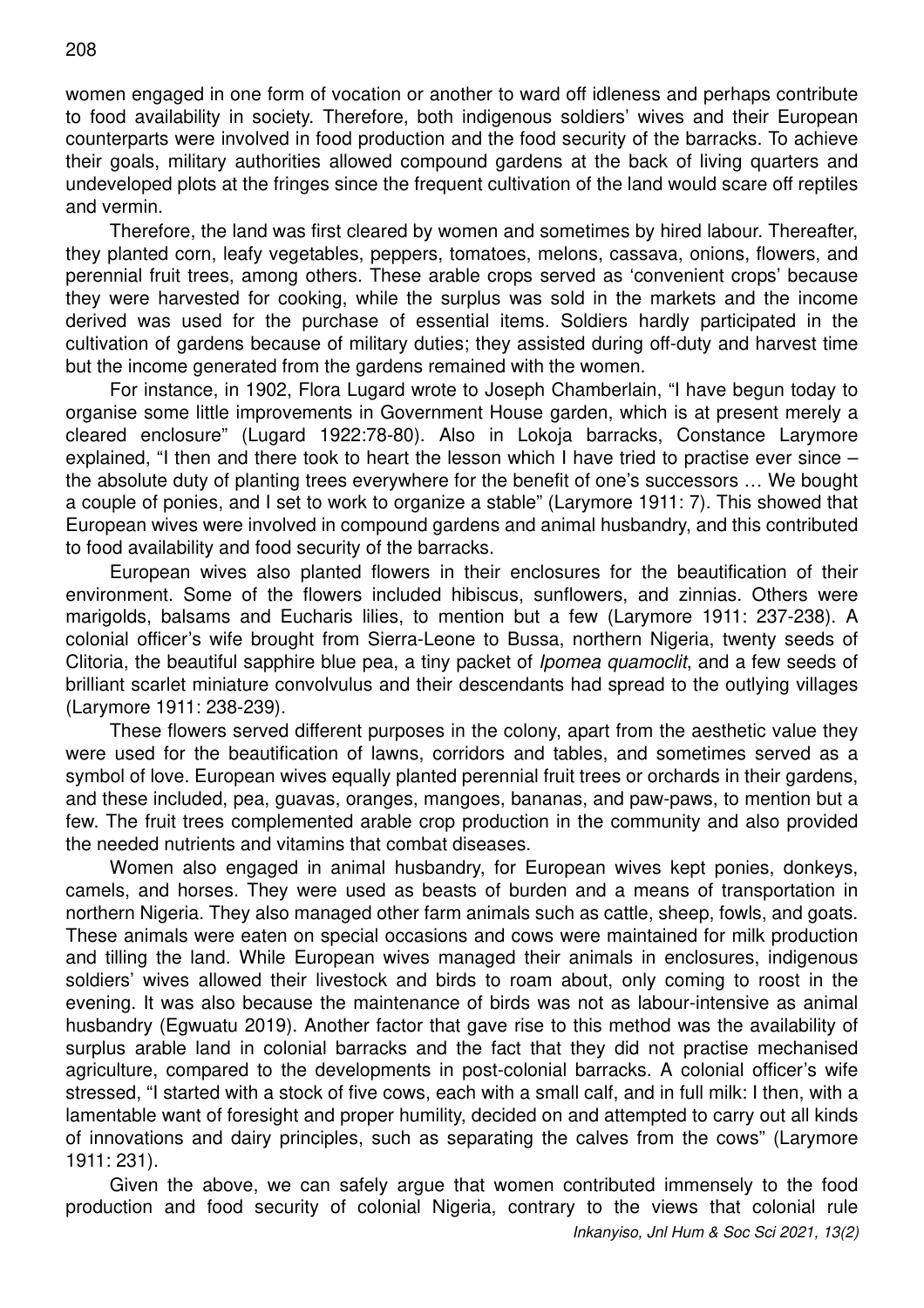women engaged in one form of vocation or another to ward off idleness and perhaps contribute to food availability in society. Therefore, both indigenous soldiers' wives and their European counterparts were involved in food production and the food security of the barracks. To achieve their goals, military authorities allowed compound gardens at the back of living quarters and undeveloped plots at the fringes since the frequent cultivation of the land would scare off reptiles and vermin.

Therefore, the land was first cleared by women and sometimes by hired labour. Thereafter, they planted corn, leafy vegetables, peppers, tomatoes, melons, cassava, onions, flowers, and perennial fruit trees, among others. These arable crops served as 'convenient crops' because they were harvested for cooking, while the surplus was sold in the markets and the income derived was used for the purchase of essential items. Soldiers hardly participated in the cultivation of gardens because of military duties; they assisted during off-duty and harvest time but the income generated from the gardens remained with the women.

For instance, in 1902, Flora Lugard wrote to Joseph Chamberlain, "I have begun today to organise some little improvements in Government House garden, which is at present merely a cleared enclosure" (Lugard 1922:78-80). Also in Lokoja barracks, Constance Larymore explained, "I then and there took to heart the lesson which I have tried to practise ever since – the absolute duty of planting trees everywhere for the benefit of one's successors … We bought a couple of ponies, and I set to work to organize a stable" (Larymore 1911: 7). This showed that European wives were involved in compound gardens and animal husbandry, and this contributed to food availability and food security of the barracks.

European wives also planted flowers in their enclosures for the beautification of their environment. Some of the flowers included hibiscus, sunflowers, and zinnias. Others were marigolds, balsams and Eucharis lilies, to mention but a few (Larymore 1911: 237-238). A colonial officer's wife brought from Sierra-Leone to Bussa, northern Nigeria, twenty seeds of Clitoria, the beautiful sapphire blue pea, a tiny packet of *Ipomea quamoclit*, and a few seeds of brilliant scarlet miniature convolvulus and their descendants had spread to the outlying villages (Larymore 1911: 238-239).

These flowers served different purposes in the colony, apart from the aesthetic value they were used for the beautification of lawns, corridors and tables, and sometimes served as a symbol of love. European wives equally planted perennial fruit trees or orchards in their gardens, and these included, pea, guavas, oranges, mangoes, bananas, and paw-paws, to mention but a few. The fruit trees complemented arable crop production in the community and also provided the needed nutrients and vitamins that combat diseases.

Women also engaged in animal husbandry, for European wives kept ponies, donkeys, camels, and horses. They were used as beasts of burden and a means of transportation in northern Nigeria. They also managed other farm animals such as cattle, sheep, fowls, and goats. These animals were eaten on special occasions and cows were maintained for milk production and tilling the land. While European wives managed their animals in enclosures, indigenous soldiers' wives allowed their livestock and birds to roam about, only coming to roost in the evening. It was also because the maintenance of birds was not as labour-intensive as animal husbandry (Egwuatu 2019). Another factor that gave rise to this method was the availability of surplus arable land in colonial barracks and the fact that they did not practise mechanised agriculture, compared to the developments in post-colonial barracks. A colonial officer's wife stressed, "I started with a stock of five cows, each with a small calf, and in full milk: I then, with a lamentable want of foresight and proper humility, decided on and attempted to carry out all kinds of innovations and dairy principles, such as separating the calves from the cows" (Larymore 1911: 231).

Given the above, we can safely argue that women contributed immensely to the food production and food security of colonial Nigeria, contrary to the views that colonial rule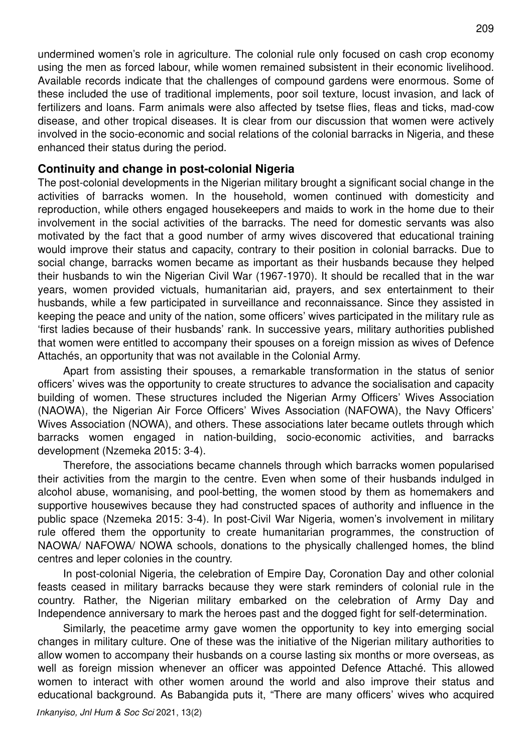undermined women's role in agriculture. The colonial rule only focused on cash crop economy using the men as forced labour, while women remained subsistent in their economic livelihood. Available records indicate that the challenges of compound gardens were enormous. Some of these included the use of traditional implements, poor soil texture, locust invasion, and lack of fertilizers and loans. Farm animals were also affected by tsetse flies, fleas and ticks, mad-cow disease, and other tropical diseases. It is clear from our discussion that women were actively involved in the socio-economic and social relations of the colonial barracks in Nigeria, and these enhanced their status during the period.

## Continuity and change in post-colonial Nigeria

The post-colonial developments in the Nigerian military brought a significant social change in the activities of barracks women. In the household, women continued with domesticity and reproduction, while others engaged housekeepers and maids to work in the home due to their involvement in the social activities of the barracks. The need for domestic servants was also motivated by the fact that a good number of army wives discovered that educational training would improve their status and capacity, contrary to their position in colonial barracks. Due to social change, barracks women became as important as their husbands because they helped their husbands to win the Nigerian Civil War (1967-1970). It should be recalled that in the war years, women provided victuals, humanitarian aid, prayers, and sex entertainment to their husbands, while a few participated in surveillance and reconnaissance. Since they assisted in keeping the peace and unity of the nation, some officers' wives participated in the military rule as 'first ladies because of their husbands' rank. In successive years, military authorities published that women were entitled to accompany their spouses on a foreign mission as wives of Defence Attachés, an opportunity that was not available in the Colonial Army.

Apart from assisting their spouses, a remarkable transformation in the status of senior officers' wives was the opportunity to create structures to advance the socialisation and capacity building of women. These structures included the Nigerian Army Officers' Wives Association (NAOWA), the Nigerian Air Force Officers' Wives Association (NAFOWA), the Navy Officers' Wives Association (NOWA), and others. These associations later became outlets through which barracks women engaged in nation-building, socio-economic activities, and barracks development (Nzemeka 2015: 3-4).

Therefore, the associations became channels through which barracks women popularised their activities from the margin to the centre. Even when some of their husbands indulged in alcohol abuse, womanising, and pool-betting, the women stood by them as homemakers and supportive housewives because they had constructed spaces of authority and influence in the public space (Nzemeka 2015: 3-4). In post-Civil War Nigeria, women's involvement in military rule offered them the opportunity to create humanitarian programmes, the construction of NAOWA/ NAFOWA/ NOWA schools, donations to the physically challenged homes, the blind centres and leper colonies in the country.

In post-colonial Nigeria, the celebration of Empire Day, Coronation Day and other colonial feasts ceased in military barracks because they were stark reminders of colonial rule in the country. Rather, the Nigerian military embarked on the celebration of Army Day and Independence anniversary to mark the heroes past and the dogged fight for self-determination.

Similarly, the peacetime army gave women the opportunity to key into emerging social changes in military culture. One of these was the initiative of the Nigerian military authorities to allow women to accompany their husbands on a course lasting six months or more overseas, as well as foreign mission whenever an officer was appointed Defence Attaché. This allowed women to interact with other women around the world and also improve their status and educational background. As Babangida puts it, "There are many officers' wives who acquired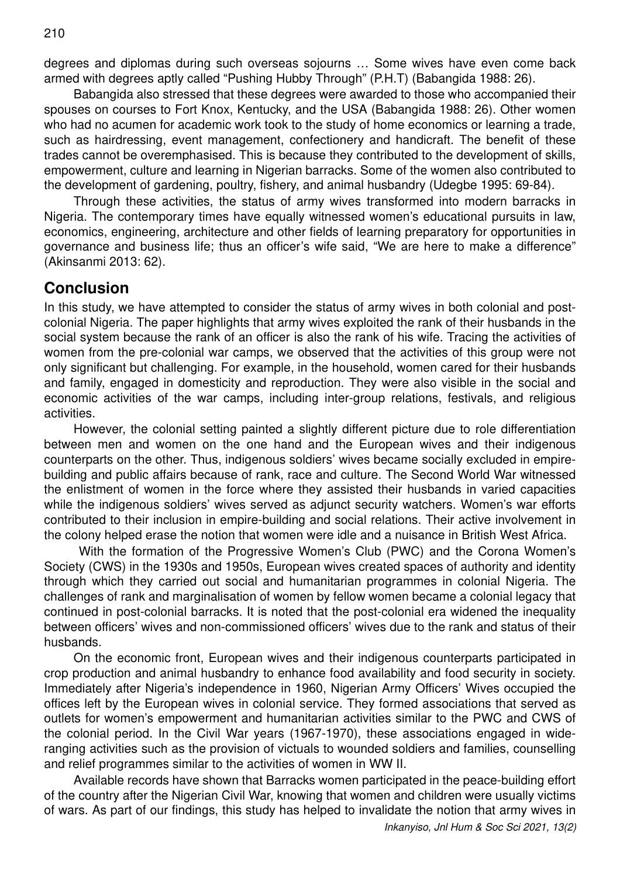degrees and diplomas during such overseas sojourns … Some wives have even come back armed with degrees aptly called "Pushing Hubby Through" (P.H.T) (Babangida 1988: 26).

Babangida also stressed that these degrees were awarded to those who accompanied their spouses on courses to Fort Knox, Kentucky, and the USA (Babangida 1988: 26). Other women who had no acumen for academic work took to the study of home economics or learning a trade, such as hairdressing, event management, confectionery and handicraft. The benefit of these trades cannot be overemphasised. This is because they contributed to the development of skills, empowerment, culture and learning in Nigerian barracks. Some of the women also contributed to the development of gardening, poultry, fishery, and animal husbandry (Udegbe 1995: 69-84).

Through these activities, the status of army wives transformed into modern barracks in Nigeria. The contemporary times have equally witnessed women's educational pursuits in law, economics, engineering, architecture and other fields of learning preparatory for opportunities in governance and business life; thus an officer's wife said, "We are here to make a difference" (Akinsanmi 2013: 62).

## Conclusion

In this study, we have attempted to consider the status of army wives in both colonial and post-colonial Nigeria. The paper highlights that army wives exploited the rank of their husbands in the social system because the rank of an officer is also the rank of his wife. Tracing the activities of women from the pre-colonial war camps, we observed that the activities of this group were not only significant but challenging. For example, in the household, women cared for their husbands and family, engaged in domesticity and reproduction. They were also visible in the social and economic activities of the war camps, including inter-group relations, festivals, and religious activities.

However, the colonial setting painted a slightly different picture due to role differentiation between men and women on the one hand and the European wives and their indigenous counterparts on the other. Thus, indigenous soldiers' wives became socially excluded in empire-building and public affairs because of rank, race and culture. The Second World War witnessed the enlistment of women in the force where they assisted their husbands in varied capacities while the indigenous soldiers' wives served as adjunct security watchers. Women's war efforts contributed to their inclusion in empire-building and social relations. Their active involvement in the colony helped erase the notion that women were idle and a nuisance in British West Africa.

With the formation of the Progressive Women's Club (PWC) and the Corona Women's Society (CWS) in the 1930s and 1950s, European wives created spaces of authority and identity through which they carried out social and humanitarian programmes in colonial Nigeria. The challenges of rank and marginalisation of women by fellow women became a colonial legacy that continued in post-colonial barracks. It is noted that the post-colonial era widened the inequality between officers' wives and non-commissioned officers' wives due to the rank and status of their husbands.

On the economic front, European wives and their indigenous counterparts participated in crop production and animal husbandry to enhance food availability and food security in society. Immediately after Nigeria's independence in 1960, Nigerian Army Officers' Wives occupied the offices left by the European wives in colonial service. They formed associations that served as outlets for women's empowerment and humanitarian activities similar to the PWC and CWS of the colonial period. In the Civil War years (1967-1970), these associations engaged in wide-ranging activities such as the provision of victuals to wounded soldiers and families, counselling and relief programmes similar to the activities of women in WW II.

Available records have shown that Barracks women participated in the peace-building effort of the country after the Nigerian Civil War, knowing that women and children were usually victims of wars. As part of our findings, this study has helped to invalidate the notion that army wives in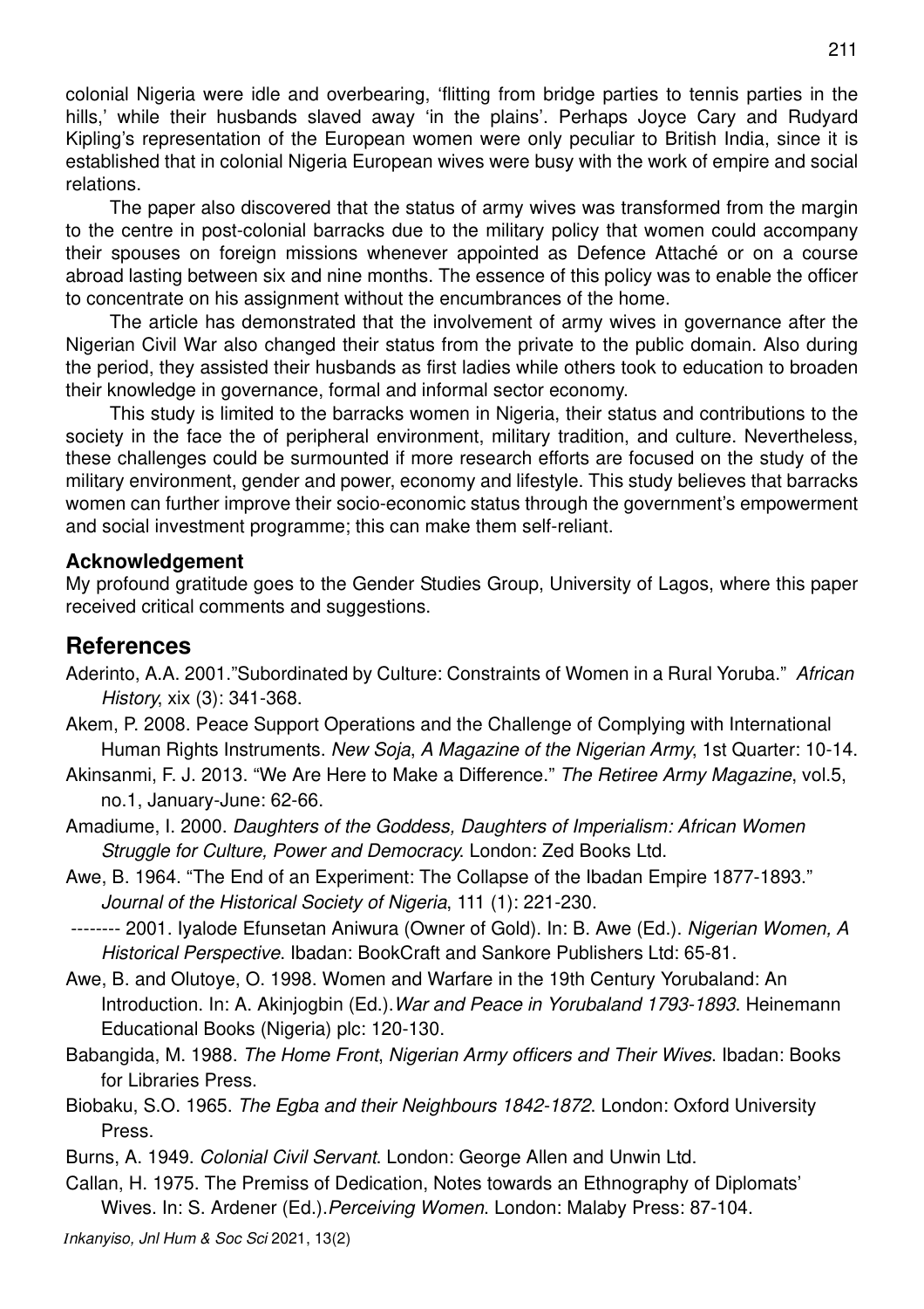colonial Nigeria were idle and overbearing, 'flitting from bridge parties to tennis parties in the hills,' while their husbands slaved away 'in the plains'. Perhaps Joyce Cary and Rudyard Kipling's representation of the European women were only peculiar to British India, since it is established that in colonial Nigeria European wives were busy with the work of empire and social relations.

The paper also discovered that the status of army wives was transformed from the margin to the centre in post-colonial barracks due to the military policy that women could accompany their spouses on foreign missions whenever appointed as Defence Attaché or on a course abroad lasting between six and nine months. The essence of this policy was to enable the officer to concentrate on his assignment without the encumbrances of the home.

The article has demonstrated that the involvement of army wives in governance after the Nigerian Civil War also changed their status from the private to the public domain. Also during the period, they assisted their husbands as first ladies while others took to education to broaden their knowledge in governance, formal and informal sector economy.

This study is limited to the barracks women in Nigeria, their status and contributions to the society in the face the of peripheral environment, military tradition, and culture. Nevertheless, these challenges could be surmounted if more research efforts are focused on the study of the military environment, gender and power, economy and lifestyle. This study believes that barracks women can further improve their socio-economic status through the government's empowerment and social investment programme; this can make them self-reliant.

**Acknowledgement**

My profound gratitude goes to the Gender Studies Group, University of Lagos, where this paper received critical comments and suggestions.

## References

Aderinto, A.A. 2001."Subordinated by Culture: Constraints of Women in a Rural Yoruba." *African History*, xix (3): 341-368.

Akem, P. 2008. Peace Support Operations and the Challenge of Complying with International Human Rights Instruments. *New Soja*, *A Magazine of the Nigerian Army*, 1st Quarter: 10-14.

Akinsanmi, F. J. 2013. "We Are Here to Make a Difference." *The Retiree Army Magazine*, vol.5, no.1, January-June: 62-66.

Amadiume, I. 2000. *Daughters of the Goddess, Daughters of Imperialism: African Women Struggle for Culture, Power and Democracy*. London: Zed Books Ltd.

Awe, B. 1964. "The End of an Experiment: The Collapse of the Ibadan Empire 1877-1893." *Journal of the Historical Society of Nigeria*, 111 (1): 221-230.

-------- 2001. Iyalode Efunsetan Aniwura (Owner of Gold). In: B. Awe (Ed.). *Nigerian Women, A Historical Perspective*. Ibadan: BookCraft and Sankore Publishers Ltd: 65-81.

Awe, B. and Olutoye, O. 1998. Women and Warfare in the 19th Century Yorubaland: An Introduction. In: A. Akinjogbin (Ed.).*War and Peace in Yorubaland 1793-1893*. Heinemann Educational Books (Nigeria) plc: 120-130.

Babangida, M. 1988. *The Home Front*, *Nigerian Army officers and Their Wives*. Ibadan: Books for Libraries Press.

Biobaku, S.O. 1965. *The Egba and their Neighbours 1842-1872*. London: Oxford University Press.

Burns, A. 1949. *Colonial Civil Servant*. London: George Allen and Unwin Ltd.

Callan, H. 1975. The Premiss of Dedication, Notes towards an Ethnography of Diplomats' Wives. In: S. Ardener (Ed.).*Perceiving Women*. London: Malaby Press: 87-104.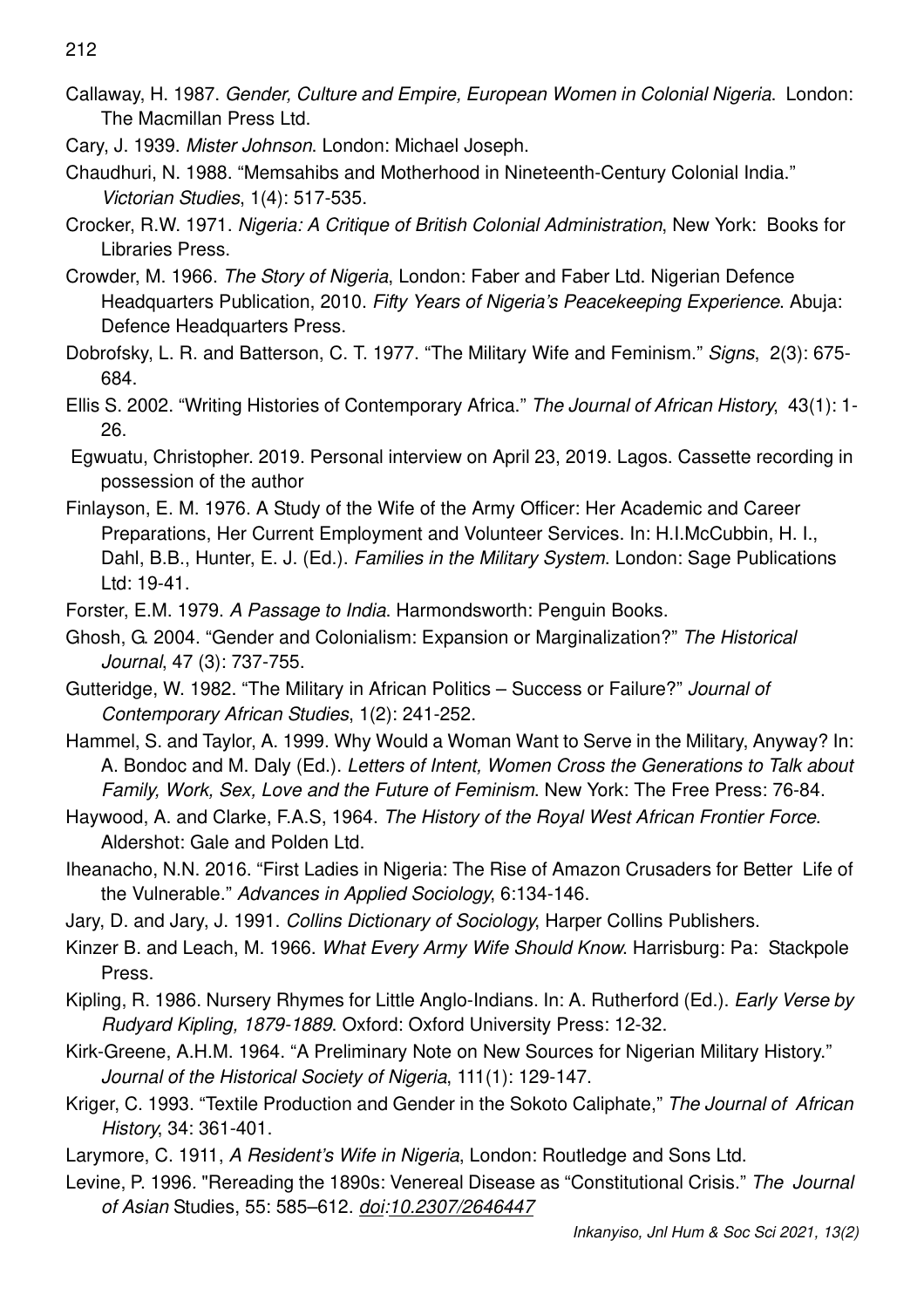Callaway, H. 1987. *Gender, Culture and Empire, European Women in Colonial Nigeria*. London: The Macmillan Press Ltd.

Cary, J. 1939. *Mister Johnson*. London: Michael Joseph.

Chaudhuri, N. 1988. "Memsahibs and Motherhood in Nineteenth-Century Colonial India." *Victorian Studies*, 1(4): 517-535.

Crocker, R.W. 1971. *Nigeria: A Critique of British Colonial Administration*, New York: Books for Libraries Press.

Crowder, M. 1966. *The Story of Nigeria*, London: Faber and Faber Ltd. Nigerian Defence Headquarters Publication, 2010. *Fifty Years of Nigeria's Peacekeeping Experience*. Abuja: Defence Headquarters Press.

Dobrofsky, L. R. and Batterson, C. T. 1977. "The Military Wife and Feminism." *Signs*, 2(3): 675-684.

Ellis S. 2002. "Writing Histories of Contemporary Africa." *The Journal of African History*, 43(1): 1-26.

Egwuatu, Christopher. 2019. Personal interview on April 23, 2019. Lagos. Cassette recording in possession of the author

Finlayson, E. M. 1976. A Study of the Wife of the Army Officer: Her Academic and Career Preparations, Her Current Employment and Volunteer Services. In: H.I.McCubbin, H. I., Dahl, B.B., Hunter, E. J. (Ed.). *Families in the Military System*. London: Sage Publications Ltd: 19-41.

Forster, E.M. 1979. *A Passage to India*. Harmondsworth: Penguin Books.

Ghosh, G. 2004. "Gender and Colonialism: Expansion or Marginalization?" *The Historical Journal*, 47 (3): 737-755.

Gutteridge, W. 1982. "The Military in African Politics – Success or Failure?" *Journal of Contemporary African Studies*, 1(2): 241-252.

Hammel, S. and Taylor, A. 1999. Why Would a Woman Want to Serve in the Military, Anyway? In: A. Bondoc and M. Daly (Ed.). *Letters of Intent, Women Cross the Generations to Talk about Family, Work, Sex, Love and the Future of Feminism*. New York: The Free Press: 76-84.

Haywood, A. and Clarke, F.A.S, 1964. *The History of the Royal West African Frontier Force*. Aldershot: Gale and Polden Ltd.

Iheanacho, N.N. 2016. "First Ladies in Nigeria: The Rise of Amazon Crusaders for Better Life of the Vulnerable." *Advances in Applied Sociology*, 6:134-146.

Jary, D. and Jary, J. 1991. *Collins Dictionary of Sociology*, Harper Collins Publishers.

Kinzer B. and Leach, M. 1966. *What Every Army Wife Should Know*. Harrisburg: Pa: Stackpole Press.

Kipling, R. 1986. Nursery Rhymes for Little Anglo-Indians. In: A. Rutherford (Ed.). *Early Verse by Rudyard Kipling, 1879-1889*. Oxford: Oxford University Press: 12-32.

Kirk-Greene, A.H.M. 1964. "A Preliminary Note on New Sources for Nigerian Military History." *Journal of the Historical Society of Nigeria*, 111(1): 129-147.

Kriger, C. 1993. "Textile Production and Gender in the Sokoto Caliphate," *The Journal of African History*, 34: 361-401.

Larymore, C. 1911, *A Resident's Wife in Nigeria*, London: Routledge and Sons Ltd.

Levine, P. 1996. "Rereading the 1890s: Venereal Disease as "Constitutional Crisis." *The Journal of Asian* Studies, 55: 585–612. *doi:10.2307/2646447*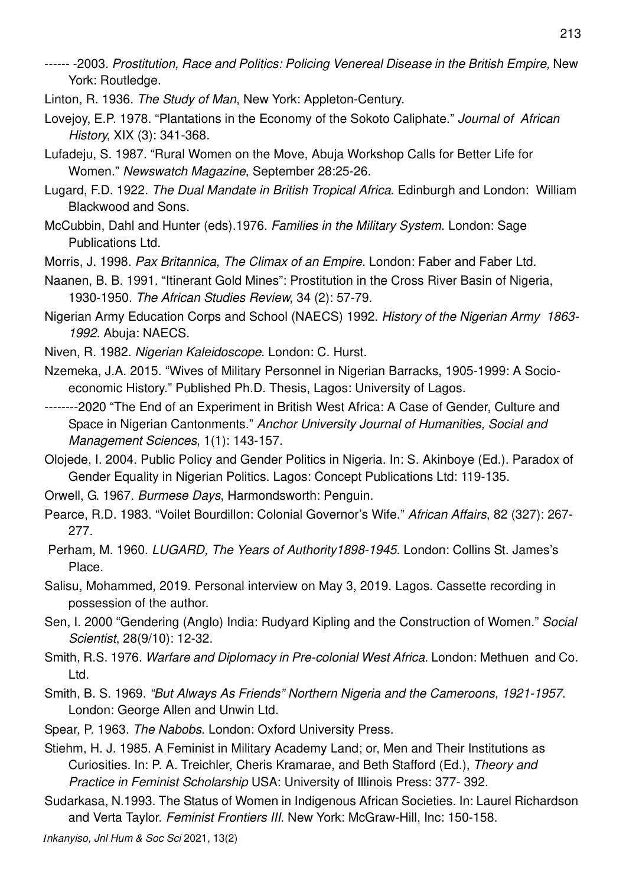------ -2003. *Prostitution, Race and Politics: Policing Venereal Disease in the British Empire,* New York: Routledge.

Linton, R. 1936. *The Study of Man*, New York: Appleton-Century.

Lovejoy, E.P. 1978. "Plantations in the Economy of the Sokoto Caliphate." *Journal of African History*, XIX (3): 341-368.

Lufadeju, S. 1987. "Rural Women on the Move, Abuja Workshop Calls for Better Life for Women." *Newswatch Magazine*, September 28:25-26.

Lugard, F.D. 1922. *The Dual Mandate in British Tropical Africa*. Edinburgh and London: William Blackwood and Sons.

McCubbin, Dahl and Hunter (eds).1976. *Families in the Military System*. London: Sage Publications Ltd.

Morris, J. 1998. *Pax Britannica, The Climax of an Empire*. London: Faber and Faber Ltd.

Naanen, B. B. 1991. "Itinerant Gold Mines": Prostitution in the Cross River Basin of Nigeria, 1930-1950. *The African Studies Review*, 34 (2): 57-79.

Nigerian Army Education Corps and School (NAECS) 1992. *History of the Nigerian Army 1863-1992.* Abuja: NAECS.

Niven, R. 1982. *Nigerian Kaleidoscope*. London: C. Hurst.

Nzemeka, J.A. 2015. "Wives of Military Personnel in Nigerian Barracks, 1905-1999: A Socio-economic History." Published Ph.D. Thesis, Lagos: University of Lagos.

--------2020 "The End of an Experiment in British West Africa: A Case of Gender, Culture and Space in Nigerian Cantonments." *Anchor University Journal of Humanities, Social and Management Sciences*, 1(1): 143-157.

Olojede, I. 2004. Public Policy and Gender Politics in Nigeria. In: S. Akinboye (Ed.). Paradox of Gender Equality in Nigerian Politics. Lagos: Concept Publications Ltd: 119-135.

Orwell, G. 1967. *Burmese Days*, Harmondsworth: Penguin.

Pearce, R.D. 1983. "Voilet Bourdillon: Colonial Governor's Wife." *African Affairs*, 82 (327): 267-277.

Perham, M. 1960. *LUGARD, The Years of Authority1898-1945*. London: Collins St. James's Place.

Salisu, Mohammed, 2019. Personal interview on May 3, 2019. Lagos. Cassette recording in possession of the author.

Sen, I. 2000 "Gendering (Anglo) India: Rudyard Kipling and the Construction of Women." *Social Scientist*, 28(9/10): 12-32.

Smith, R.S. 1976. *Warfare and Diplomacy in Pre-colonial West Africa*. London: Methuen and Co. Ltd.

Smith, B. S. 1969. *"But Always As Friends" Northern Nigeria and the Cameroons, 1921-1957*. London: George Allen and Unwin Ltd.

Spear, P. 1963. *The Nabobs*. London: Oxford University Press.

Stiehm, H. J. 1985. A Feminist in Military Academy Land; or, Men and Their Institutions as Curiosities. In: P. A. Treichler, Cheris Kramarae, and Beth Stafford (Ed.), *Theory and Practice in Feminist Scholarship* USA: University of Illinois Press: 377- 392.

Sudarkasa, N.1993. The Status of Women in Indigenous African Societies. In: Laurel Richardson and Verta Taylor. *Feminist Frontiers III*. New York: McGraw-Hill, Inc: 150-158.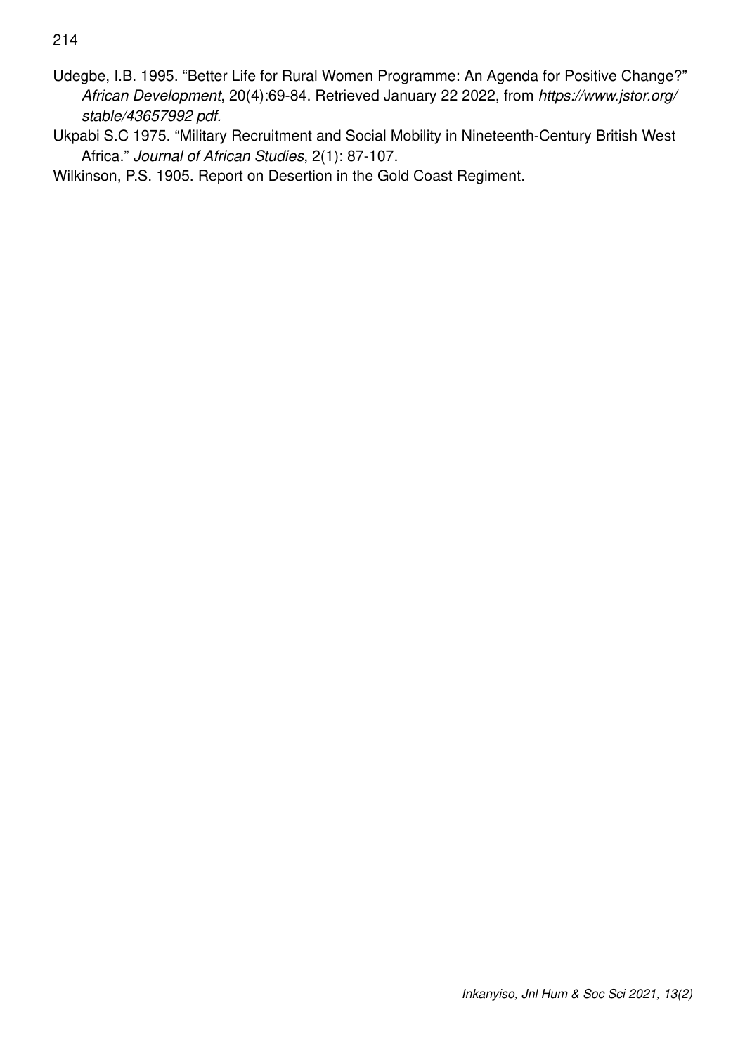Udegbe, I.B. 1995. "Better Life for Rural Women Programme: An Agenda for Positive Change?" *African Development*, 20(4):69-84. Retrieved January 22 2022, from *https://www.jstor.org/stable/43657992 pdf.*

Ukpabi S.C 1975. "Military Recruitment and Social Mobility in Nineteenth-Century British West Africa." *Journal of African Studies*, 2(1): 87-107.

Wilkinson, P.S. 1905. Report on Desertion in the Gold Coast Regiment.